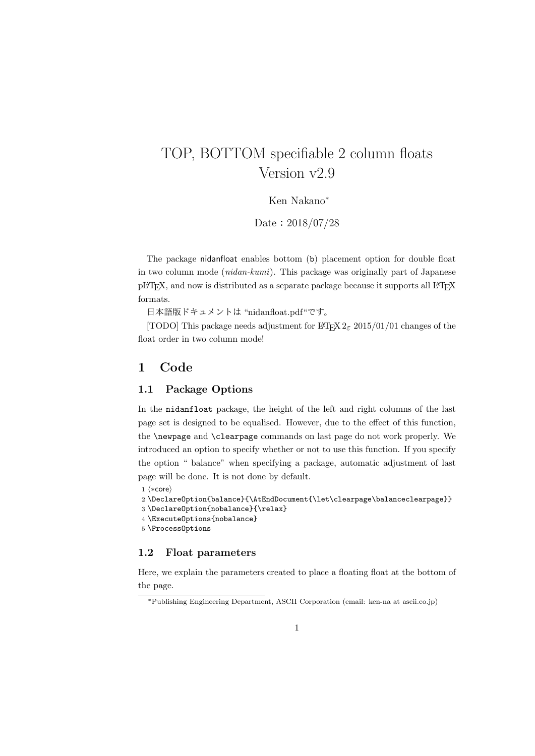# TOP, BOTTOM specifiable 2 column floats
Version v2.9

Ken Nakano[*]

Date：2018/07/28

The package nidanfloat enables bottom (b) placement option for double float in two column mode (*nidan-kumi*). This package was originally part of Japanese pLaTeX, and now is distributed as a separate package because it supports all LaTeX formats.

日本語版ドキュメントは “nidanfloat.pdf“です。

[TODO] This package needs adjustment for LaTeX $2_\varepsilon$ 2015/01/01 changes of the float order in two column mode!

## 1 Code

### 1.1 Package Options

In the nidanfloat package, the height of the left and right columns of the last page set is designed to be equalised. However, due to the effect of this function, the `\newpage` and `\clearpage` commands on last page do not work properly. We introduced an option to specify whether or not to use this function. If you specify the option “ balance” when specifying a package, automatic adjustment of last page will be done. It is not done by default.

```
1 ⟨*core⟩
2 \DeclareOption{balance}{\AtEndDocument{\let\clearpage\balanceclearpage}}
3 \DeclareOption{nobalance}{\relax}
4 \ExecuteOptions{nobalance}
5 \ProcessOptions
```

### 1.2 Float parameters

Here, we explain the parameters created to place a floating float at the bottom of the page.

[*] Publishing Engineering Department, ASCII Corporation (email: ken-na at ascii.co.jp)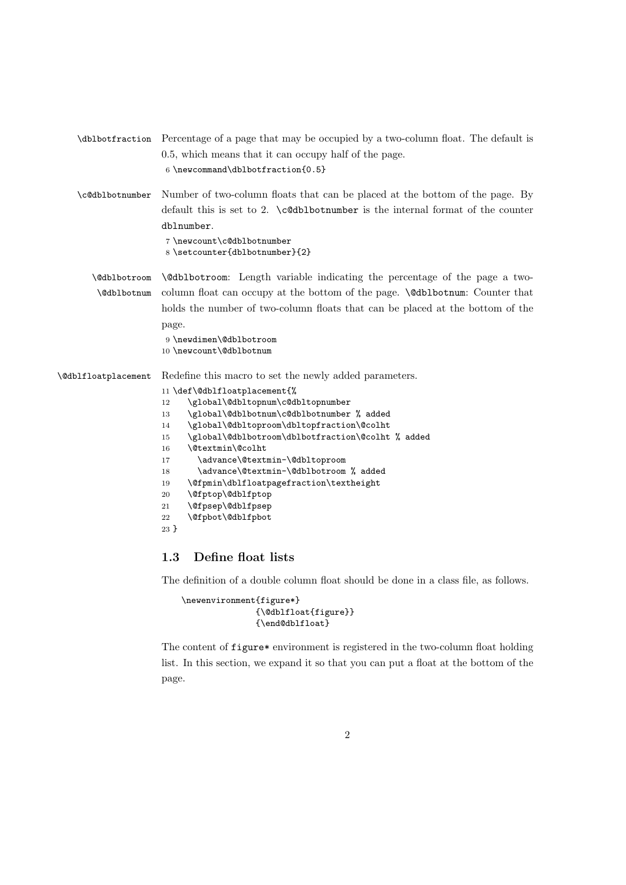`\dblbotfraction` Percentage of a page that may be occupied by a two-column float. The default is 0.5, which means that it can occupy half of the page.

```
6 \newcommand\dblbotfraction{0.5}
```

`\c@dblbotnumber` Number of two-column floats that can be placed at the bottom of the page. By default this is set to 2. `\c@dblbotnumber` is the internal format of the counter `dblnumber`.

```
7 \newcount\c@dblbotnumber
8 \setcounter{dblbotnumber}{2}
```

`\@dblbotroom` `\@dblbotnum` `\@dblbotroom`: Length variable indicating the percentage of the page a two-column float can occupy at the bottom of the page. `\@dblbotnum`: Counter that holds the number of two-column floats that can be placed at the bottom of the page.

```
9 \newdimen\@dblbotroom
10 \newcount\@dblbotnum
```

`\@dblfloatplacement` Redefine this macro to set the newly added parameters.

```
11 \def\@dblfloatplacement{%
12   \global\@dbltopnum\c@dbltopnumber
13   \global\@dblbotnum\c@dblbotnumber % added
14   \global\@dbltoproom\dbltopfraction\@colht
15   \global\@dblbotroom\dblbotfraction\@colht % added
16   \@textmin\@colht
17     \advance\@textmin-\@dbltoproom
18     \advance\@textmin-\@dblbotroom % added
19   \@fpmin\dblfloatpagefraction\textheight
20   \@fptop\@dblfptop
21   \@fpsep\@dblfpsep
22   \@fpbot\@dblfpbot
23 }
```

### 1.3 Define float lists

The definition of a double column float should be done in a class file, as follows.

```
\newenvironment{figure*}
              {\@dblfloat{figure}}
              {\end@dblfloat}
```

The content of `figure*` environment is registered in the two-column float holding list. In this section, we expand it so that you can put a float at the bottom of the page.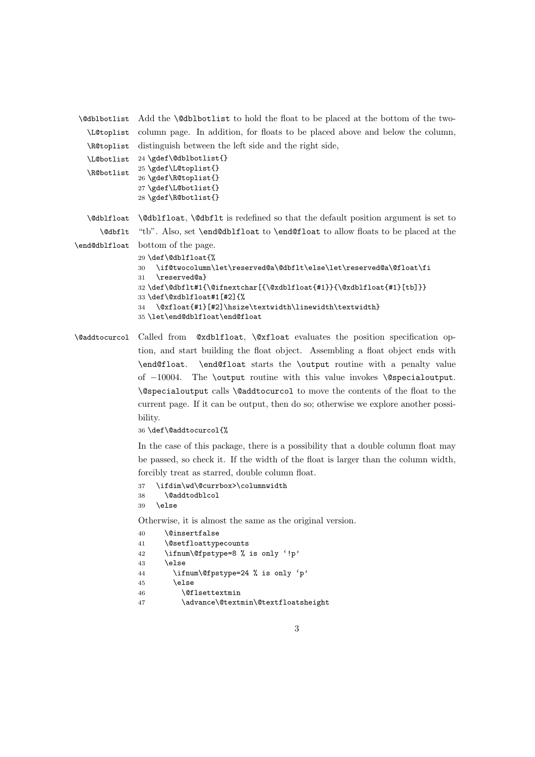\@dblbotlist \L@toplist \R@toplist \L@botlist \R@botlist

Add the \@dblbotlist to hold the float to be placed at the bottom of the two-column page. In addition, for floats to be placed above and below the column, distinguish between the left side and the right side,

```
24 \gdef\@dblbotlist{}
25 \gdef\L@toplist{}
26 \gdef\R@toplist{}
27 \gdef\L@botlist{}
28 \gdef\R@botlist{}
```

\@dblfloat \@dbflt \end@dblfloat

\@dblfloat, \@dbflt is redefined so that the default position argument is set to "tb". Also, set \end@dblfloat to \end@float to allow floats to be placed at the bottom of the page.

```
29 \def\@dblfloat{%
30   \if@twocolumn\let\reserved@a\@dbflt\else\let\reserved@a\@float\fi
31   \reserved@a}
32 \def\@dbflt#1{\@ifnextchar[{\@xdblfloat{#1}}{\@xdblfloat{#1}[tb]}}
33 \def\@xdblfloat#1[#2]{%
34   \@xfloat{#1}[#2]\hsize\textwidth\linewidth\textwidth}
35 \let\end@dblfloat\end@float
```

\@addtocurcol

Called from @xdblfloat, \@xfloat evaluates the position specification option, and start building the float object. Assembling a float object ends with \end@float. \end@float starts the \output routine with a penalty value of $-10004$. The \output routine with this value invokes \@specialoutput. \@specialoutput calls \@addtocurcol to move the contents of the float to the current page. If it can be output, then do so; otherwise we explore another possibility.

```
36 \def\@addtocurcol{%
```

In the case of this package, there is a possibility that a double column float may be passed, so check it. If the width of the float is larger than the column width, forcibly treat as starred, double column float.

```
37   \ifdim\wd\@currbox>\columnwidth
38     \@addtodblcol
39   \else
```

Otherwise, it is almost the same as the original version.

```
40     \@insertfalse
41     \@setfloattypecounts
42     \ifnum\@fpstype=8 % is only '!p'
43     \else
44       \ifnum\@fpstype=24 % is only 'p'
45       \else
46         \@flsettextmin
47         \advance\@textmin\@textfloatsheight
```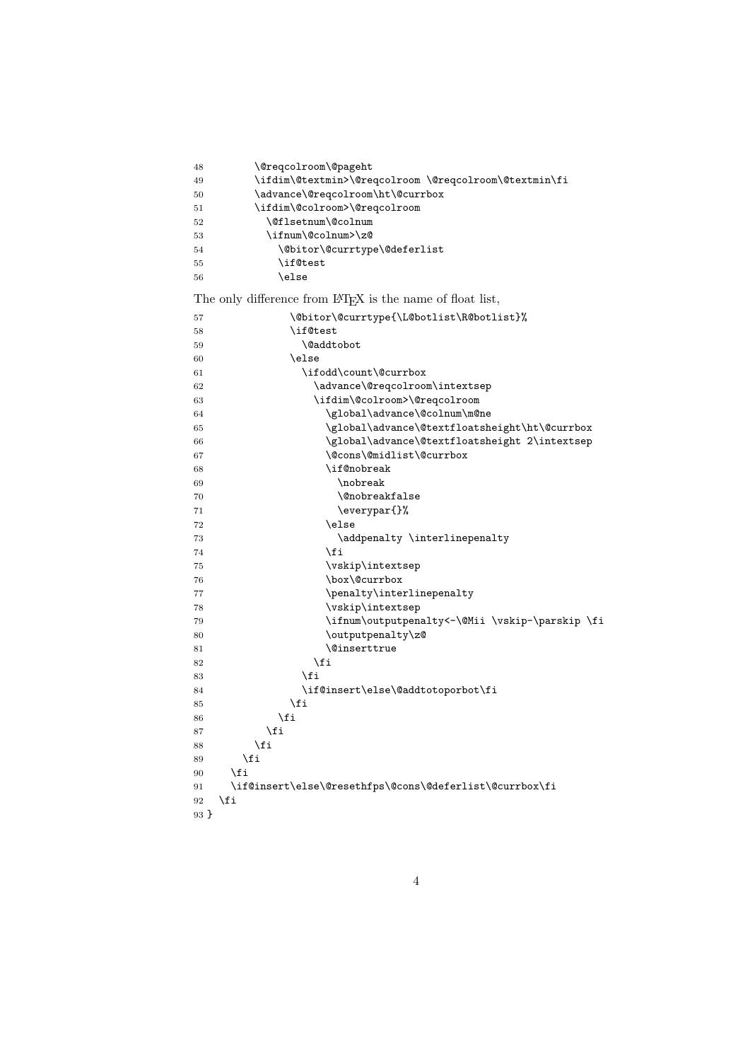```
48        \@reqcolroom\@pageht
49        \ifdim\@textmin>\@reqcolroom \@reqcolroom\@textmin\fi
50        \advance\@reqcolroom\ht\@currbox
51        \ifdim\@colroom>\@reqcolroom
52          \@flsetnum\@colnum
53          \ifnum\@colnum>\z@
54            \@bitor\@currtype\@deferlist
55            \if@test
56            \else
```

The only difference from LaTeX is the name of float list,

```
57              \@bitor\@currtype{\L@botlist\R@botlist}%
58              \if@test
59                \@addtobot
60              \else
61                \ifodd\count\@currbox
62                  \advance\@reqcolroom\intextsep
63                  \ifdim\@colroom>\@reqcolroom
64                    \global\advance\@colnum\m@ne
65                    \global\advance\@textfloatsheight\ht\@currbox
66                    \global\advance\@textfloatsheight 2\intextsep
67                    \@cons\@midlist\@currbox
68                    \if@nobreak
69                      \nobreak
70                      \@nobreakfalse
71                      \everypar{}%
72                    \else
73                      \addpenalty \interlinepenalty
74                    \fi
75                    \vskip\intextsep
76                    \box\@currbox
77                    \penalty\interlinepenalty
78                    \vskip\intextsep
79                    \ifnum\outputpenalty<-\@Mii \vskip-\parskip \fi
80                    \outputpenalty\z@
81                    \@inserttrue
82                  \fi
83                \fi
84                \if@insert\else\@addtotoporbot\fi
85              \fi
86            \fi
87          \fi
88        \fi
89      \fi
90    \fi
91    \if@insert\else\@resethfps\@cons\@deferlist\@currbox\fi
92  \fi
93 }
```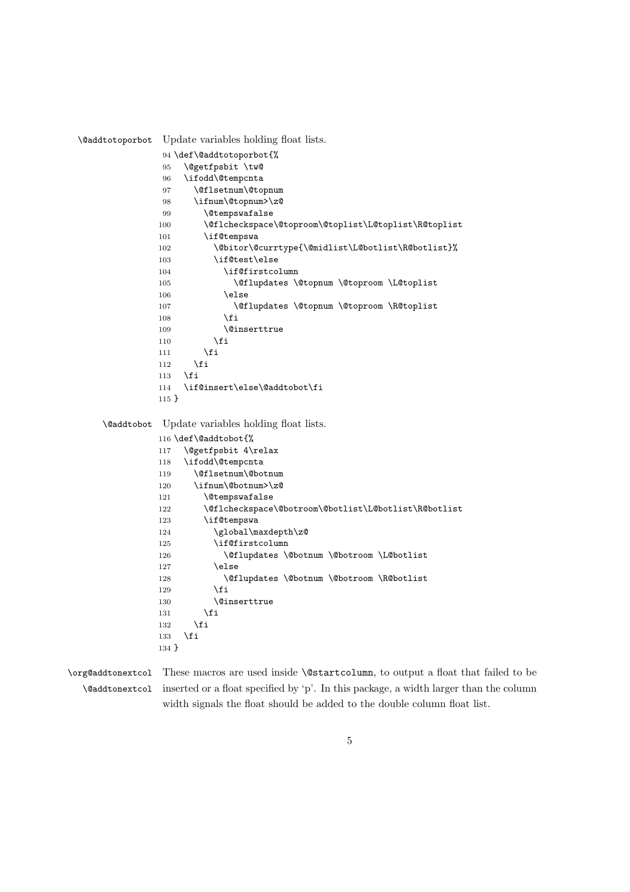`\@addtotoporbot` Update variables holding float lists.

```
94 \def\@addtotoporbot{%
95   \@getfpsbit \tw@
96   \ifodd\@tempcnta
97     \@flsetnum\@topnum
98     \ifnum\@topnum>\z@
99       \@tempswafalse
100      \@flcheckspace\@toproom\@toplist\L@toplist\R@toplist
101      \if@tempswa
102        \@bitor\@currtype{\@midlist\L@botlist\R@botlist}%
103        \if@test\else
104          \if@firstcolumn
105            \@flupdates \@topnum \@toproom \L@toplist
106          \else
107            \@flupdates \@topnum \@toproom \R@toplist
108          \fi
109          \@inserttrue
110        \fi
111      \fi
112    \fi
113  \fi
114  \if@insert\else\@addtobot\fi
115 }
```

`\@addtobot` Update variables holding float lists.

```
116 \def\@addtobot{%
117   \@getfpsbit 4\relax
118   \ifodd\@tempcnta
119     \@flsetnum\@botnum
120     \ifnum\@botnum>\z@
121       \@tempswafalse
122       \@flcheckspace\@botroom\@botlist\L@botlist\R@botlist
123       \if@tempswa
124         \global\maxdepth\z@
125         \if@firstcolumn
126           \@flupdates \@botnum \@botroom \L@botlist
127         \else
128           \@flupdates \@botnum \@botroom \R@botlist
129         \fi
130         \@inserttrue
131       \fi
132     \fi
133   \fi
134 }
```

`\org@addtonextcol` `\@addtonextcol` These macros are used inside `\@startcolumn`, to output a float that failed to be inserted or a float specified by 'p'. In this package, a width larger than the column width signals the float should be added to the double column float list.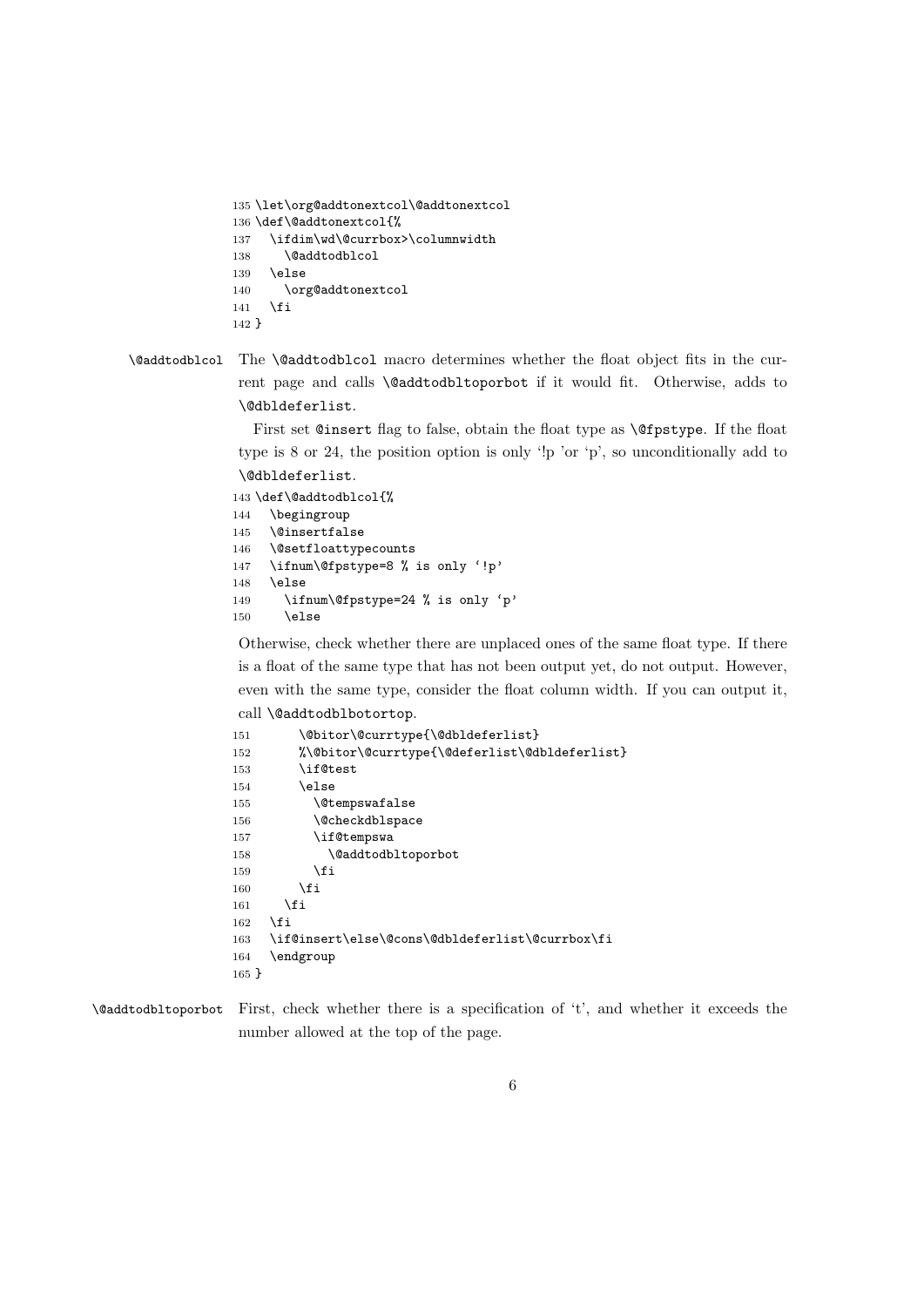```
135 \let\org@addtonextcol\@addtonextcol
136 \def\@addtonextcol{%
137   \ifdim\wd\@currbox>\columnwidth
138     \@addtodblcol
139   \else
140     \org@addtonextcol
141   \fi
142 }
```

`\@addtodblcol` The `\@addtodblcol` macro determines whether the float object fits in the current page and calls `\@addtodbltoporbot` if it would fit. Otherwise, adds to `\@dbldeferlist`.

First set `@insert` flag to false, obtain the float type as `\@fpstype`. If the float type is 8 or 24, the position option is only '!p 'or 'p', so unconditionally add to `\@dbldeferlist`.

```
143 \def\@addtodblcol{%
144   \begingroup
145   \@insertfalse
146   \@setfloattypecounts
147   \ifnum\@fpstype=8 % is only '!p'
148   \else
149     \ifnum\@fpstype=24 % is only 'p'
150     \else
```

Otherwise, check whether there are unplaced ones of the same float type. If there is a float of the same type that has not been output yet, do not output. However, even with the same type, consider the float column width. If you can output it, call `\@addtodblbotortop`.

```
151       \@bitor\@currtype{\@dbldeferlist}
152       %\@bitor\@currtype{\@deferlist\@dbldeferlist}
153       \if@test
154       \else
155         \@tempswafalse
156         \@checkdblspace
157         \if@tempswa
158           \@addtodbltoporbot
159         \fi
160       \fi
161     \fi
162   \fi
163   \if@insert\else\@cons\@dbldeferlist\@currbox\fi
164   \endgroup
165 }
```

`\@addtodbltoporbot` First, check whether there is a specification of 't', and whether it exceeds the number allowed at the top of the page.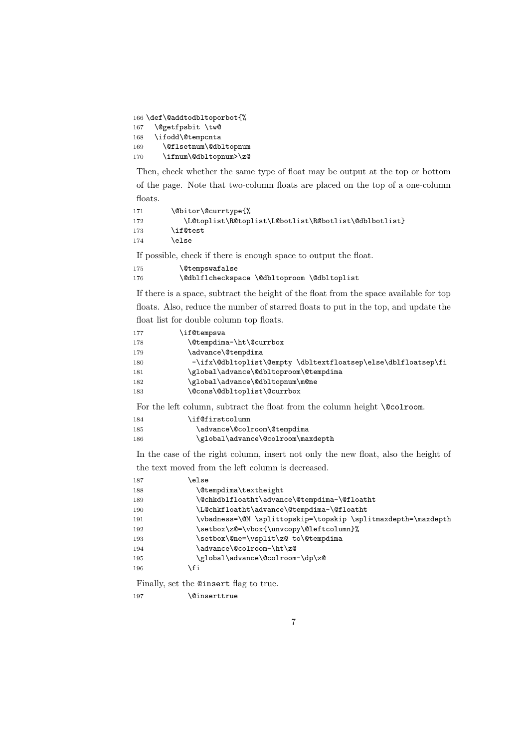```
166 \def\@addtodbltoporbot{%
167   \@getfpsbit \tw@
168   \ifodd\@tempcnta
169     \@flsetnum\@dbltopnum
170     \ifnum\@dbltopnum>\z@
```

Then, check whether the same type of float may be output at the top or bottom of the page. Note that two-column floats are placed on the top of a one-column floats.

```
171       \@bitor\@currtype{%
172         \L@toplist\R@toplist\L@botlist\R@botlist\@dblbotlist}
173       \if@test
174       \else
```

If possible, check if there is enough space to output the float.

```
175         \@tempswafalse
176         \@dblflcheckspace \@dbltoproom \@dbltoplist
```

If there is a space, subtract the height of the float from the space available for top floats. Also, reduce the number of starred floats to put in the top, and update the float list for double column top floats.

```
177         \if@tempswa
178           \@tempdima-\ht\@currbox
179           \advance\@tempdima
180            -\ifx\@dbltoplist\@empty \dbltextfloatsep\else\dblfloatsep\fi
181           \global\advance\@dbltoproom\@tempdima
182           \global\advance\@dbltopnum\m@ne
183           \@cons\@dbltoplist\@currbox
```

For the left column, subtract the float from the column height `\@colroom`.

```
184           \if@firstcolumn
185             \advance\@colroom\@tempdima
186             \global\advance\@colroom\maxdepth
```

In the case of the right column, insert not only the new float, also the height of the text moved from the left column is decreased.

```
187           \else
188             \@tempdima\textheight
189             \@chkdblfloatht\advance\@tempdima-\@floatht
190             \L@chkfloatht\advance\@tempdima-\@floatht
191             \vbadness=\@M \splittopskip=\topskip \splitmaxdepth=\maxdepth
192             \setbox\z@=\vbox{\unvcopy\@leftcolumn}%
193             \setbox\@ne=\vsplit\z@ to\@tempdima
194             \advance\@colroom-\ht\z@
195             \global\advance\@colroom-\dp\z@
196           \fi
```

Finally, set the `@insert` flag to true.

```
197           \@inserttrue
```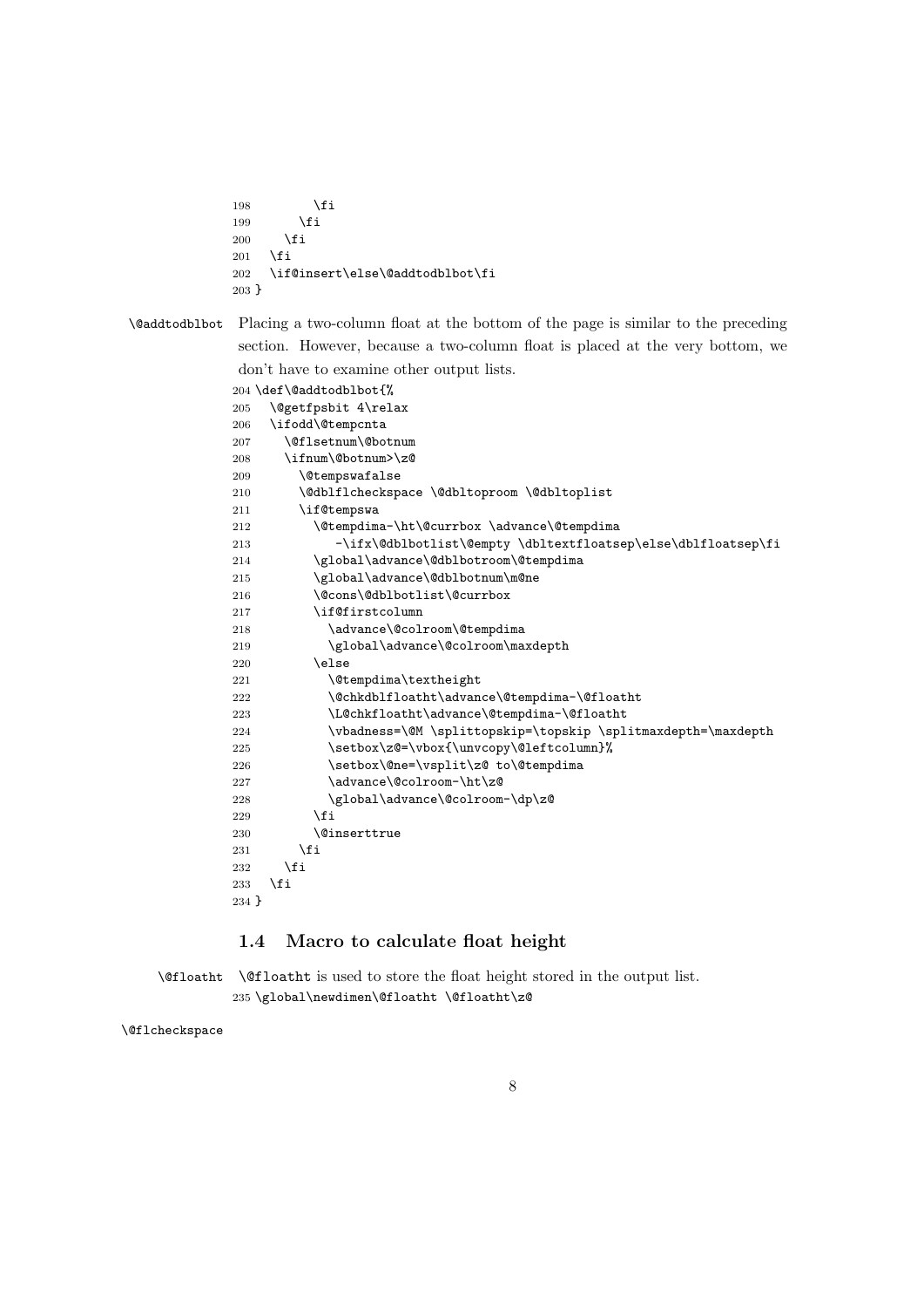```
198       \fi
199     \fi
200   \fi
201 \fi
202 \if@insert\else\@addtodblbot\fi
203 }
```

`\@addtodblbot` Placing a two-column float at the bottom of the page is similar to the preceding section. However, because a two-column float is placed at the very bottom, we don't have to examine other output lists.

```
204 \def\@addtodblbot{%
205   \@getfpsbit 4\relax
206   \ifodd\@tempcnta
207     \@flsetnum\@botnum
208     \ifnum\@botnum>\z@
209       \@tempswafalse
210       \@dblflcheckspace \@dbltoproom \@dbltoplist
211       \if@tempswa
212         \@tempdima-\ht\@currbox \advance\@tempdima
213           -\ifx\@dblbotlist\@empty \dbltextfloatsep\else\dblfloatsep\fi
214         \global\advance\@dblbotroom\@tempdima
215         \global\advance\@dblbotnum\m@ne
216         \@cons\@dblbotlist\@currbox
217         \if@firstcolumn
218           \advance\@colroom\@tempdima
219           \global\advance\@colroom\maxdepth
220         \else
221           \@tempdima\textheight
222           \@chkdblfloatht\advance\@tempdima-\@floatht
223           \L@chkfloatht\advance\@tempdima-\@floatht
224           \vbadness=\@M \splittopskip=\topskip \splitmaxdepth=\maxdepth
225           \setbox\z@=\vbox{\unvcopy\@leftcolumn}%
226           \setbox\@ne=\vsplit\z@ to\@tempdima
227           \advance\@colroom-\ht\z@
228           \global\advance\@colroom-\dp\z@
229         \fi
230         \@inserttrue
231       \fi
232     \fi
233   \fi
234 }
```

### 1.4 Macro to calculate float height

`\@floatht` `\@floatht` is used to store the float height stored in the output list.

```
235 \global\newdimen\@floatht \@floatht\z@
```

`\@flcheckspace`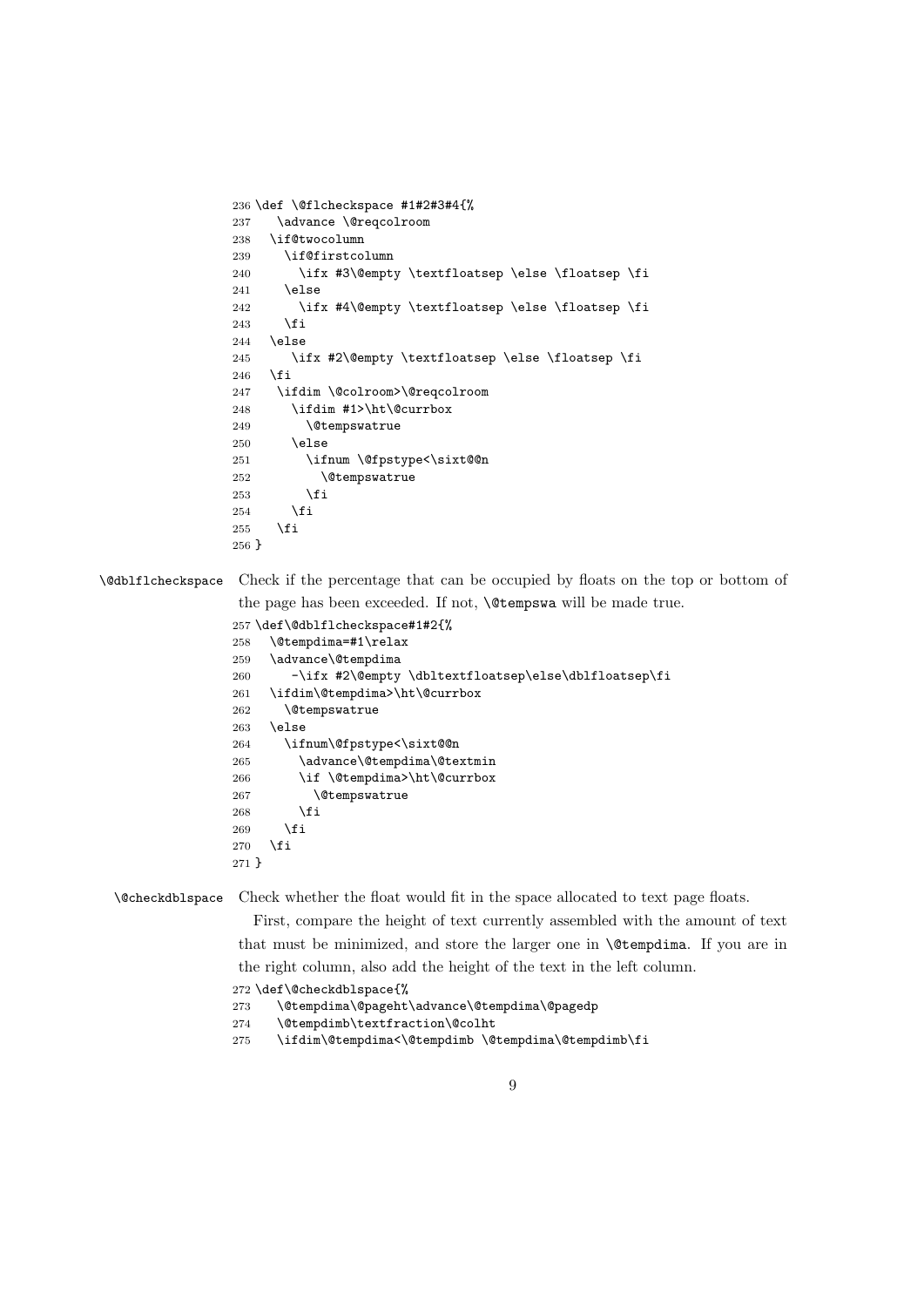```
236 \def \@flcheckspace #1#2#3#4{%
237   \advance \@reqcolroom
238   \if@twocolumn
239     \if@firstcolumn
240       \ifx #3\@empty \textfloatsep \else \floatsep \fi
241     \else
242       \ifx #4\@empty \textfloatsep \else \floatsep \fi
243     \fi
244   \else
245       \ifx #2\@empty \textfloatsep \else \floatsep \fi
246   \fi
247   \ifdim \@colroom>\@reqcolroom
248     \ifdim #1>\ht\@currbox
249       \@tempswatrue
250     \else
251       \ifnum \@fpstype<\sixt@@n
252         \@tempswatrue
253       \fi
254     \fi
255   \fi
256 }
```

`\@dblflcheckspace` Check if the percentage that can be occupied by floats on the top or bottom of the page has been exceeded. If not, `\@tempswa` will be made true.

```
257 \def\@dblflcheckspace#1#2{%
258   \@tempdima=#1\relax
259   \advance\@tempdima
260     -\ifx #2\@empty \dbltextfloatsep\else\dblfloatsep\fi
261   \ifdim\@tempdima>\ht\@currbox
262     \@tempswatrue
263   \else
264     \ifnum\@fpstype<\sixt@@n
265       \advance\@tempdima\@textmin
266       \if \@tempdima>\ht\@currbox
267         \@tempswatrue
268       \fi
269     \fi
270   \fi
271 }
```

`\@checkdblspace` Check whether the float would fit in the space allocated to text page floats.

First, compare the height of text currently assembled with the amount of text that must be minimized, and store the larger one in `\@tempdima`. If you are in the right column, also add the height of the text in the left column.

```
272 \def\@checkdblspace{%
273   \@tempdima\@pageht\advance\@tempdima\@pagedp
274   \@tempdimb\textfraction\@colht
275   \ifdim\@tempdima<\@tempdimb \@tempdima\@tempdimb\fi
```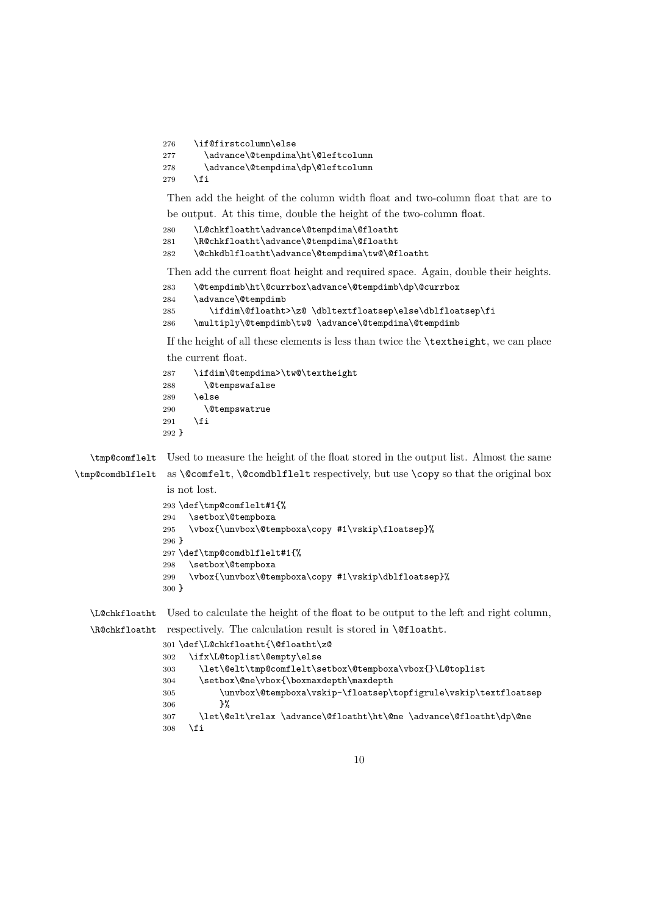```
276   \if@firstcolumn\else
277     \advance\@tempdima\ht\@leftcolumn
278     \advance\@tempdima\dp\@leftcolumn
279   \fi
```

Then add the height of the column width float and two-column float that are to be output. At this time, double the height of the two-column float.

```
280   \L@chkfloatht\advance\@tempdima\@floatht
281   \R@chkfloatht\advance\@tempdima\@floatht
282   \@chkdblfloatht\advance\@tempdima\tw@\@floatht
```

Then add the current float height and required space. Again, double their heights.

```
283   \@tempdimb\ht\@currbox\advance\@tempdimb\dp\@currbox
284   \advance\@tempdimb
285     \ifdim\@floatht>\z@ \dbltextfloatsep\else\dblfloatsep\fi
286   \multiply\@tempdimb\tw@ \advance\@tempdima\@tempdimb
```

If the height of all these elements is less than twice the `\textheight`, we can place the current float.

```
287   \ifdim\@tempdima>\tw@\textheight
288     \@tempswafalse
289   \else
290     \@tempswatrue
291   \fi
292 }
```

`\tmp@comflelt` `\tmp@comdblflelt` Used to measure the height of the float stored in the output list. Almost the same as `\@comfelt`, `\@comdblflelt` respectively, but use `\copy` so that the original box is not lost.

```
293 \def\tmp@comflelt#1{%
294   \setbox\@tempboxa
295   \vbox{\unvbox\@tempboxa\copy #1\vskip\floatsep}%
296 }
297 \def\tmp@comdblflelt#1{%
298   \setbox\@tempboxa
299   \vbox{\unvbox\@tempboxa\copy #1\vskip\dblfloatsep}%
300 }
```

`\L@chkfloatht` `\R@chkfloatht` Used to calculate the height of the float to be output to the left and right column, respectively. The calculation result is stored in `\@floatht`.

```
301 \def\L@chkfloatht{\@floatht\z@
302   \ifx\L@toplist\@empty\else
303     \let\@elt\tmp@comflelt\setbox\@tempboxa\vbox{}\L@toplist
304     \setbox\@ne\vbox{\boxmaxdepth\maxdepth
305         \unvbox\@tempboxa\vskip-\floatsep\topfigrule\vskip\textfloatsep
306         }%
307     \let\@elt\relax \advance\@floatht\ht\@ne \advance\@floatht\dp\@ne
308   \fi
```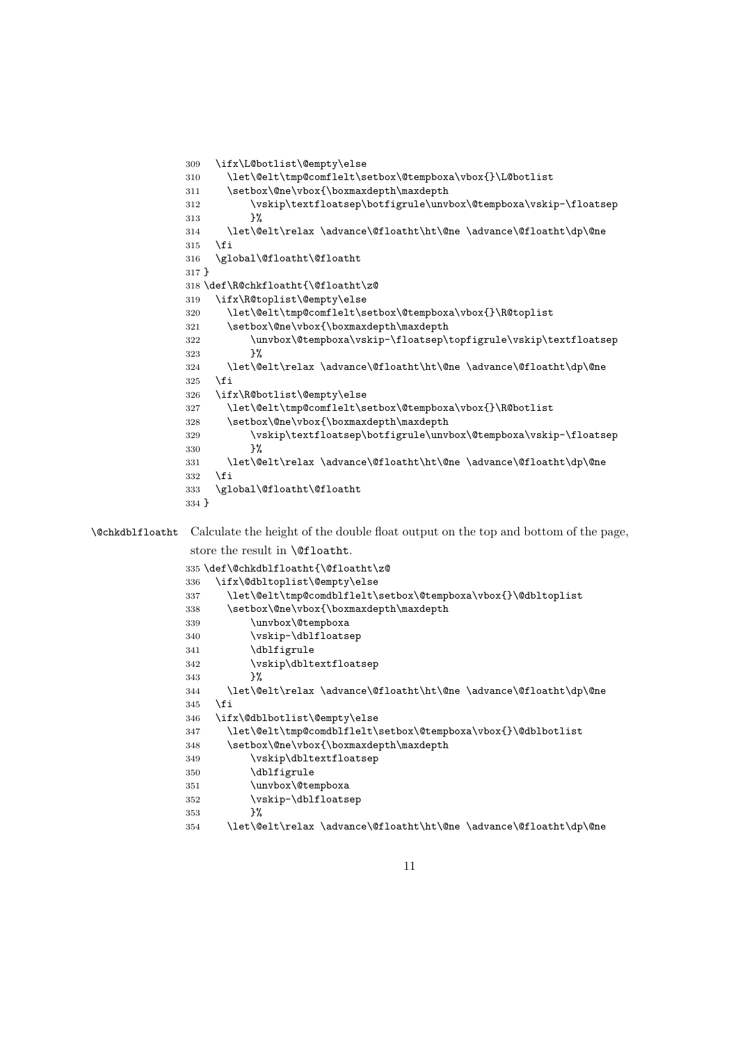```
309   \ifx\L@botlist\@empty\else
310     \let\@elt\tmp@comflelt\setbox\@tempboxa\vbox{}\L@botlist
311     \setbox\@ne\vbox{\boxmaxdepth\maxdepth
312         \vskip\textfloatsep\botfigrule\unvbox\@tempboxa\vskip-\floatsep
313         }%
314     \let\@elt\relax \advance\@floatht\ht\@ne \advance\@floatht\dp\@ne
315   \fi
316   \global\@floatht\@floatht
317 }
318 \def\R@chkfloatht{\@floatht\z@
319   \ifx\R@toplist\@empty\else
320     \let\@elt\tmp@comflelt\setbox\@tempboxa\vbox{}\R@toplist
321     \setbox\@ne\vbox{\boxmaxdepth\maxdepth
322         \unvbox\@tempboxa\vskip-\floatsep\topfigrule\vskip\textfloatsep
323         }%
324     \let\@elt\relax \advance\@floatht\ht\@ne \advance\@floatht\dp\@ne
325   \fi
326   \ifx\R@botlist\@empty\else
327     \let\@elt\tmp@comflelt\setbox\@tempboxa\vbox{}\R@botlist
328     \setbox\@ne\vbox{\boxmaxdepth\maxdepth
329         \vskip\textfloatsep\botfigrule\unvbox\@tempboxa\vskip-\floatsep
330         }%
331     \let\@elt\relax \advance\@floatht\ht\@ne \advance\@floatht\dp\@ne
332   \fi
333   \global\@floatht\@floatht
334 }
```

`\@chkdblfloatht` Calculate the height of the double float output on the top and bottom of the page, store the result in `\@floatht`.

```
335 \def\@chkdblfloatht{\@floatht\z@
336   \ifx\@dbltoplist\@empty\else
337     \let\@elt\tmp@comdblflelt\setbox\@tempboxa\vbox{}\@dbltoplist
338     \setbox\@ne\vbox{\boxmaxdepth\maxdepth
339         \unvbox\@tempboxa
340         \vskip-\dblfloatsep
341         \dblfigrule
342         \vskip\dbltextfloatsep
343         }%
344     \let\@elt\relax \advance\@floatht\ht\@ne \advance\@floatht\dp\@ne
345   \fi
346   \ifx\@dblbotlist\@empty\else
347     \let\@elt\tmp@comdblflelt\setbox\@tempboxa\vbox{}\@dblbotlist
348     \setbox\@ne\vbox{\boxmaxdepth\maxdepth
349         \vskip\dbltextfloatsep
350         \dblfigrule
351         \unvbox\@tempboxa
352         \vskip-\dblfloatsep
353         }%
354     \let\@elt\relax \advance\@floatht\ht\@ne \advance\@floatht\dp\@ne
```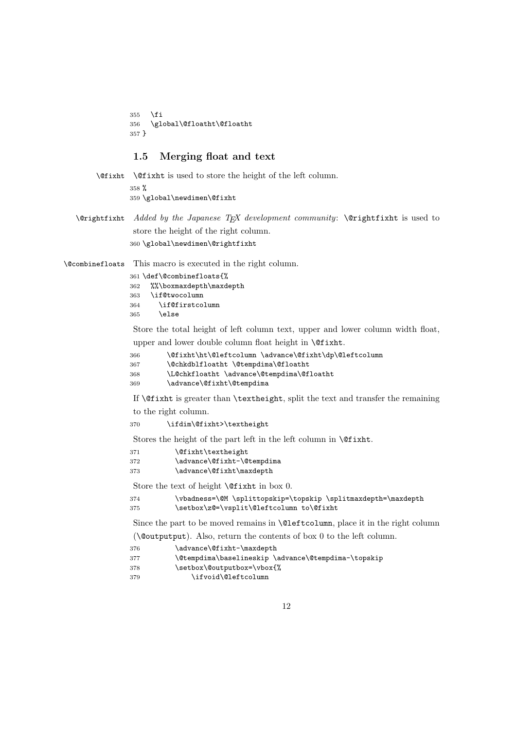```
355   \fi
356   \global\@floatht\@floatht
357 }
```

### 1.5 Merging float and text

\@fixht — \@fixht is used to store the height of the left column.

```
358 %
359 \global\newdimen\@fixht
```

\@rightfixht — *Added by the Japanese TEX development community*: \@rightfixht is used to store the height of the right column.

```
360 \global\newdimen\@rightfixht
```

\@combinefloats — This macro is executed in the right column.

```
361 \def\@combinefloats{%
362   %%\boxmaxdepth\maxdepth
363   \if@twocolumn
364     \if@firstcolumn
365     \else
```

Store the total height of left column text, upper and lower column width float, upper and lower double column float height in \@fixht.

```
366       \@fixht\ht\@leftcolumn \advance\@fixht\dp\@leftcolumn
367       \@chkdblfloatht \@tempdima\@floatht
368       \L@chkfloatht \advance\@tempdima\@floatht
369       \advance\@fixht\@tempdima
```

If \@fixht is greater than \textheight, split the text and transfer the remaining to the right column.

```
370       \ifdim\@fixht>\textheight
```

Stores the height of the part left in the left column in \@fixht.

```
371         \@fixht\textheight
372         \advance\@fixht-\@tempdima
373         \advance\@fixht\maxdepth
```

Store the text of height \@fixht in box 0.

```
374         \vbadness=\@M \splittopskip=\topskip \splitmaxdepth=\maxdepth
375         \setbox\z@=\vsplit\@leftcolumn to\@fixht
```

Since the part to be moved remains in \@leftcolumn, place it in the right column (\@outputput). Also, return the contents of box 0 to the left column.

```
376         \advance\@fixht-\maxdepth
377         \@tempdima\baselineskip \advance\@tempdima-\topskip
378         \setbox\@outputbox=\vbox{%
379           \ifvoid\@leftcolumn
```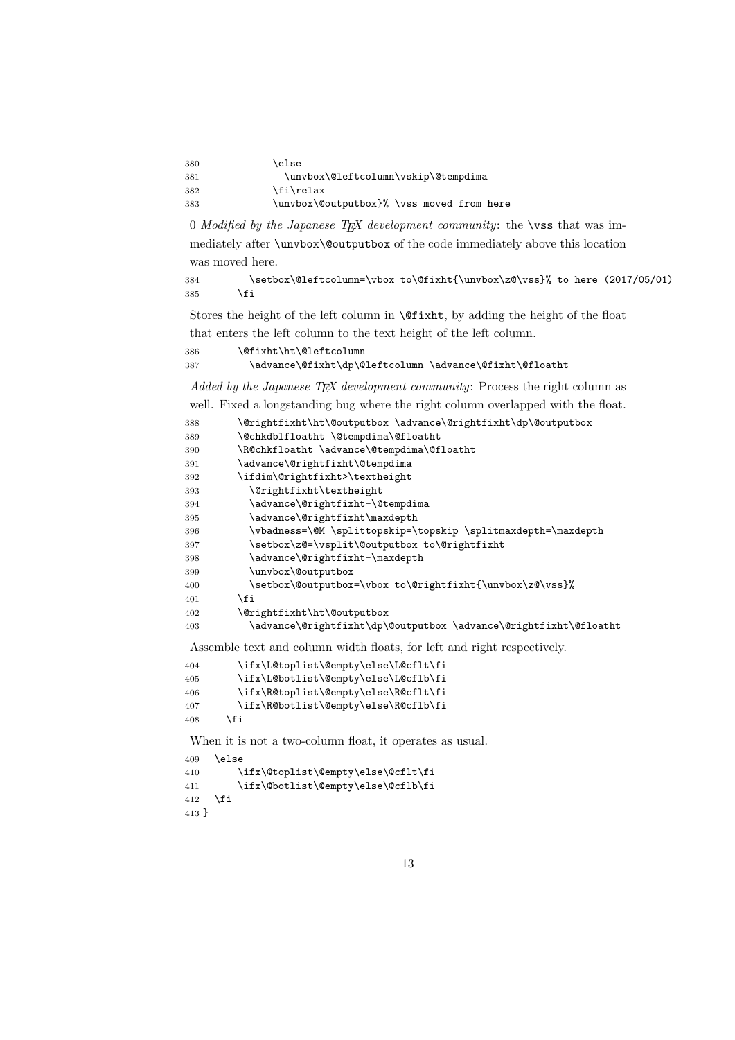```
380            \else
381              \unvbox\@leftcolumn\vskip\@tempdima
382            \fi\relax
383            \unvbox\@outputbox}% \vss moved from here
```

0 *Modified by the Japanese TEX development community*: the `\vss` that was immediately after `\unvbox\@outputbox` of the code immediately above this location was moved here.

```
384        \setbox\@leftcolumn=\vbox to\@fixht{\unvbox\z@\vss}% to here (2017/05/01)
385      \fi
```

Stores the height of the left column in `\@fixht`, by adding the height of the float that enters the left column to the text height of the left column.

```
386      \@fixht\ht\@leftcolumn
387        \advance\@fixht\dp\@leftcolumn \advance\@fixht\@floatht
```

*Added by the Japanese TEX development community*: Process the right column as well. Fixed a longstanding bug where the right column overlapped with the float.

```
388      \@rightfixht\ht\@outputbox \advance\@rightfixht\dp\@outputbox
389      \@chkdblfloatht \@tempdima\@floatht
390      \R@chkfloatht \advance\@tempdima\@floatht
391      \advance\@rightfixht\@tempdima
392      \ifdim\@rightfixht>\textheight
393        \@rightfixht\textheight
394        \advance\@rightfixht-\@tempdima
395        \advance\@rightfixht\maxdepth
396        \vbadness=\@M \splittopskip=\topskip \splitmaxdepth=\maxdepth
397        \setbox\z@=\vsplit\@outputbox to\@rightfixht
398        \advance\@rightfixht-\maxdepth
399        \unvbox\@outputbox
400        \setbox\@outputbox=\vbox to\@rightfixht{\unvbox\z@\vss}%
401      \fi
402      \@rightfixht\ht\@outputbox
403        \advance\@rightfixht\dp\@outputbox \advance\@rightfixht\@floatht
```

Assemble text and column width floats, for left and right respectively.

```
404      \ifx\L@toplist\@empty\else\L@cflt\fi
405      \ifx\L@botlist\@empty\else\L@cflb\fi
406      \ifx\R@toplist\@empty\else\R@cflt\fi
407      \ifx\R@botlist\@empty\else\R@cflb\fi
408    \fi
```

When it is not a two-column float, it operates as usual.

```
409  \else
410      \ifx\@toplist\@empty\else\@cflt\fi
411      \ifx\@botlist\@empty\else\@cflb\fi
412  \fi
413 }
```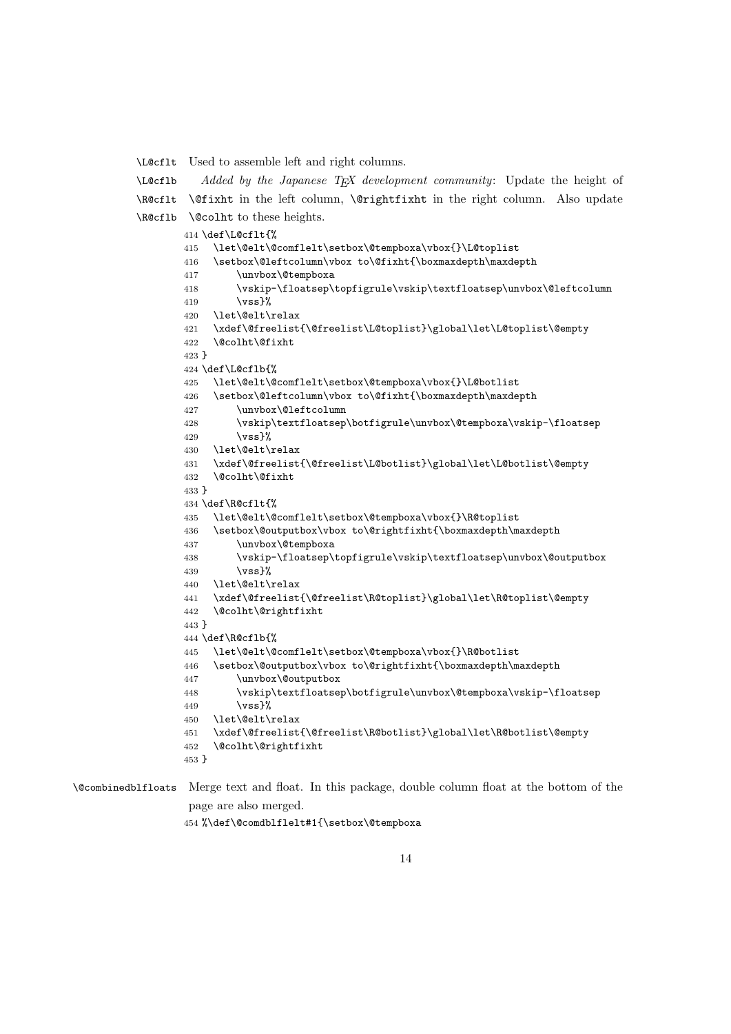\L@cflt Used to assemble left and right columns.

\L@cflb \R@cflt \R@cflb *Added by the Japanese TEX development community*: Update the height of `\@fixht` in the left column, `\@rightfixht` in the right column. Also update `\@colht` to these heights.

```
414 \def\L@cflt{%
415   \let\@elt\@comflelt\setbox\@tempboxa\vbox{}\L@toplist
416   \setbox\@leftcolumn\vbox to\@fixht{\boxmaxdepth\maxdepth
417       \unvbox\@tempboxa
418       \vskip-\floatsep\topfigrule\vskip\textfloatsep\unvbox\@leftcolumn
419       \vss}%
420   \let\@elt\relax
421   \xdef\@freelist{\@freelist\L@toplist}\global\let\L@toplist\@empty
422   \@colht\@fixht
423 }
424 \def\L@cflb{%
425   \let\@elt\@comflelt\setbox\@tempboxa\vbox{}\L@botlist
426   \setbox\@leftcolumn\vbox to\@fixht{\boxmaxdepth\maxdepth
427       \unvbox\@leftcolumn
428       \vskip\textfloatsep\botfigrule\unvbox\@tempboxa\vskip-\floatsep
429       \vss}%
430   \let\@elt\relax
431   \xdef\@freelist{\@freelist\L@botlist}\global\let\L@botlist\@empty
432   \@colht\@fixht
433 }
434 \def\R@cflt{%
435   \let\@elt\@comflelt\setbox\@tempboxa\vbox{}\R@toplist
436   \setbox\@outputbox\vbox to\@rightfixht{\boxmaxdepth\maxdepth
437       \unvbox\@tempboxa
438       \vskip-\floatsep\topfigrule\vskip\textfloatsep\unvbox\@outputbox
439       \vss}%
440   \let\@elt\relax
441   \xdef\@freelist{\@freelist\R@toplist}\global\let\R@toplist\@empty
442   \@colht\@rightfixht
443 }
444 \def\R@cflb{%
445   \let\@elt\@comflelt\setbox\@tempboxa\vbox{}\R@botlist
446   \setbox\@outputbox\vbox to\@rightfixht{\boxmaxdepth\maxdepth
447       \unvbox\@outputbox
448       \vskip\textfloatsep\botfigrule\unvbox\@tempboxa\vskip-\floatsep
449       \vss}%
450   \let\@elt\relax
451   \xdef\@freelist{\@freelist\R@botlist}\global\let\R@botlist\@empty
452   \@colht\@rightfixht
453 }
```

\@combinedblfloats Merge text and float. In this package, double column float at the bottom of the page are also merged.

```
454 %\def\@comdblflelt#1{\setbox\@tempboxa
```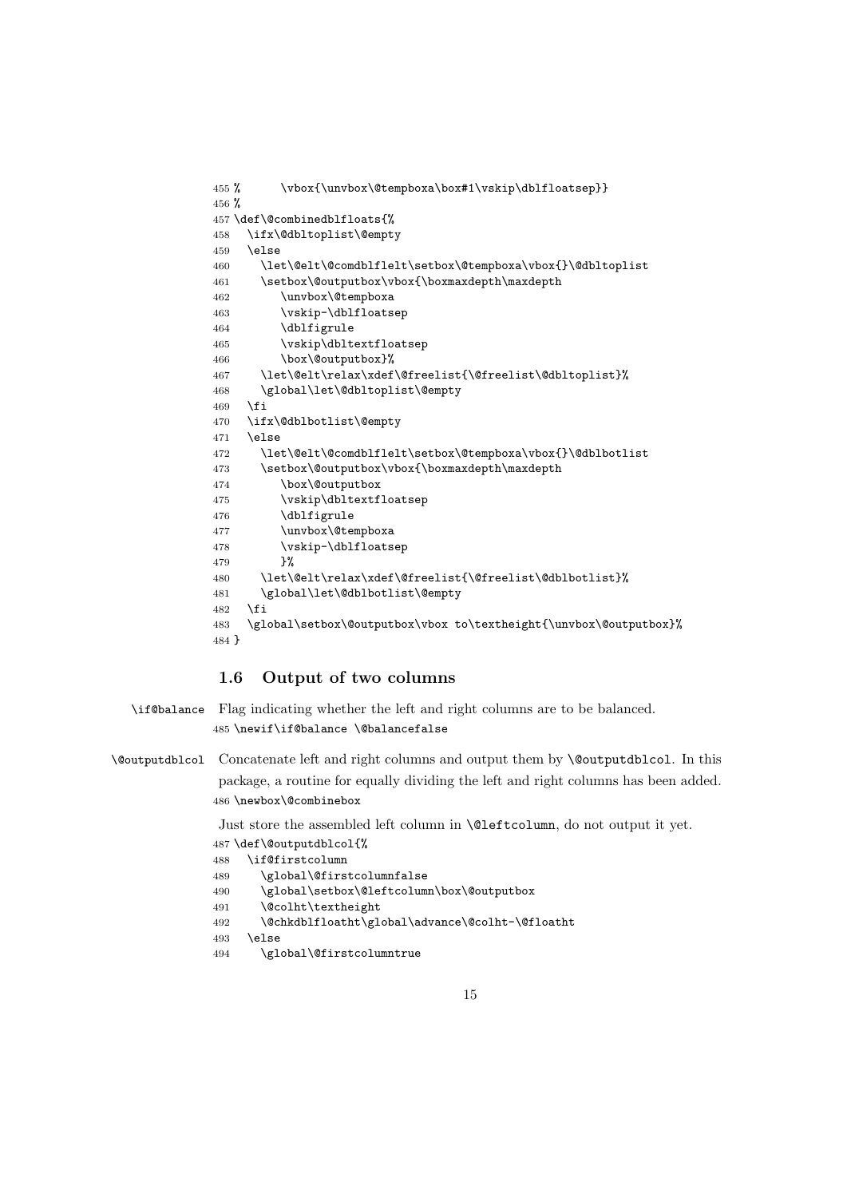```
455 %      \vbox{\unvbox\@tempboxa\box#1\vskip\dblfloatsep}}
456 %
457 \def\@combinedblfloats{%
458   \ifx\@dbltoplist\@empty
459   \else
460     \let\@elt\@comdblflelt\setbox\@tempboxa\vbox{}\@dbltoplist
461     \setbox\@outputbox\vbox{\boxmaxdepth\maxdepth
462         \unvbox\@tempboxa
463         \vskip-\dblfloatsep
464         \dblfigrule
465         \vskip\dbltextfloatsep
466         \box\@outputbox}%
467     \let\@elt\relax\xdef\@freelist{\@freelist\@dbltoplist}%
468     \global\let\@dbltoplist\@empty
469   \fi
470   \ifx\@dblbotlist\@empty
471   \else
472     \let\@elt\@comdblflelt\setbox\@tempboxa\vbox{}\@dblbotlist
473     \setbox\@outputbox\vbox{\boxmaxdepth\maxdepth
474         \box\@outputbox
475         \vskip\dbltextfloatsep
476         \dblfigrule
477         \unvbox\@tempboxa
478         \vskip-\dblfloatsep
479         }%
480     \let\@elt\relax\xdef\@freelist{\@freelist\@dblbotlist}%
481     \global\let\@dblbotlist\@empty
482   \fi
483   \global\setbox\@outputbox\vbox to\textheight{\unvbox\@outputbox}%
484 }
```

## 1.6 Output of two columns

`\if@balance` Flag indicating whether the left and right columns are to be balanced.

```
485 \newif\if@balance \@balancefalse
```

`\@outputdblcol` Concatenate left and right columns and output them by `\@outputdblcol`. In this package, a routine for equally dividing the left and right columns has been added.

```
486 \newbox\@combinebox
```

Just store the assembled left column in `\@leftcolumn`, do not output it yet.

```
487 \def\@outputdblcol{%
488   \if@firstcolumn
489     \global\@firstcolumnfalse
490     \global\setbox\@leftcolumn\box\@outputbox
491     \@colht\textheight
492     \@chkdblfloatht\global\advance\@colht-\@floatht
493   \else
494     \global\@firstcolumntrue
```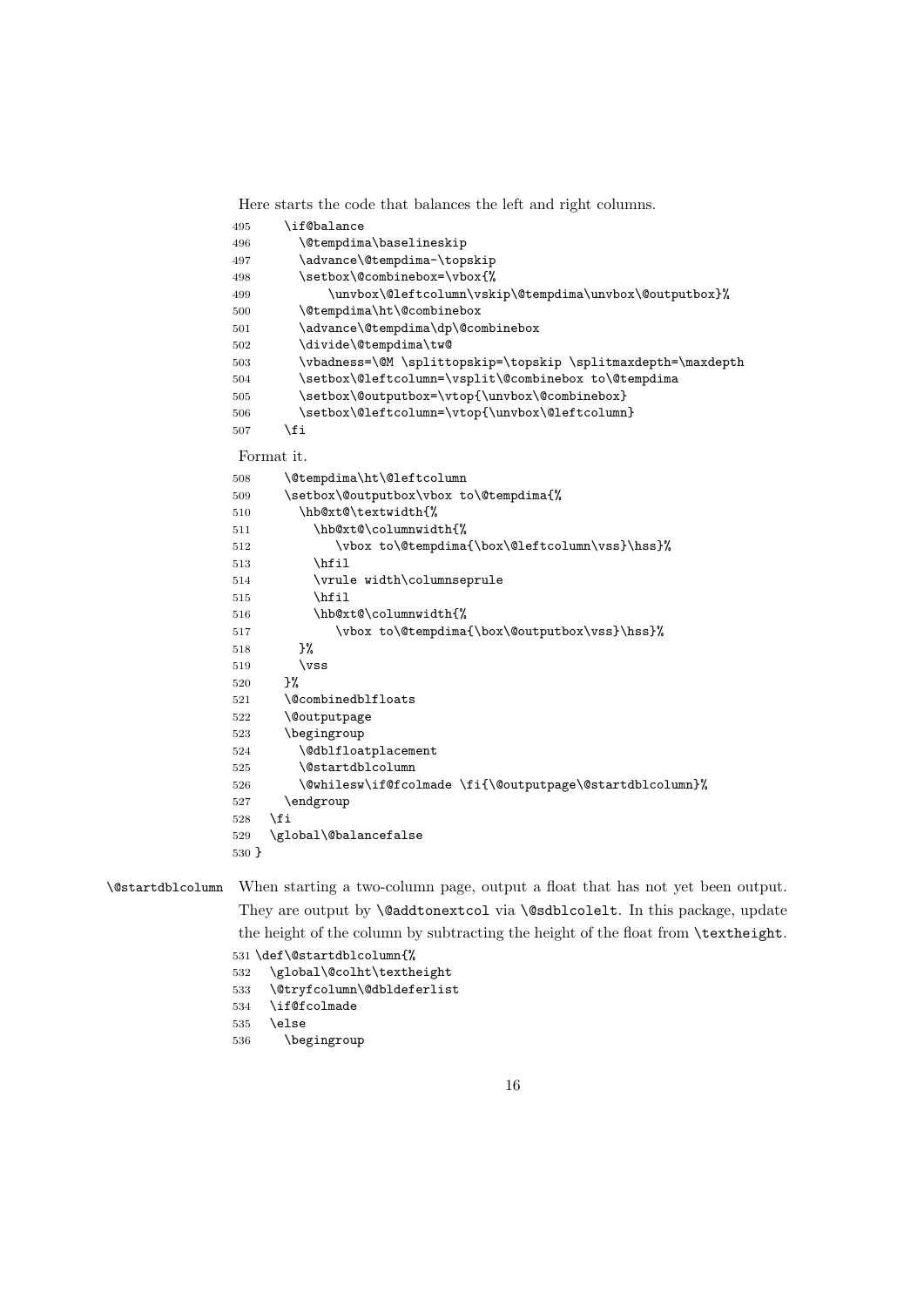Here starts the code that balances the left and right columns.

```
495     \if@balance
496       \@tempdima\baselineskip
497       \advance\@tempdima-\topskip
498       \setbox\@combinebox=\vbox{%
499           \unvbox\@leftcolumn\vskip\@tempdima\unvbox\@outputbox}%
500       \@tempdima\ht\@combinebox
501       \advance\@tempdima\dp\@combinebox
502       \divide\@tempdima\tw@
503       \vbadness=\@M \splittopskip=\topskip \splitmaxdepth=\maxdepth
504       \setbox\@leftcolumn=\vsplit\@combinebox to\@tempdima
505       \setbox\@outputbox=\vtop{\unvbox\@combinebox}
506       \setbox\@leftcolumn=\vtop{\unvbox\@leftcolumn}
507     \fi
```

Format it.

```
508     \@tempdima\ht\@leftcolumn
509     \setbox\@outputbox\vbox to\@tempdima{%
510       \hb@xt@\textwidth{%
511         \hb@xt@\columnwidth{%
512           \vbox to\@tempdima{\box\@leftcolumn\vss}\hss}%
513         \hfil
514         \vrule width\columnseprule
515         \hfil
516         \hb@xt@\columnwidth{%
517           \vbox to\@tempdima{\box\@outputbox\vss}\hss}%
518       }%
519       \vss
520     }%
521     \@combinedblfloats
522     \@outputpage
523     \begingroup
524       \@dblfloatplacement
525       \@startdblcolumn
526       \@whilesw\if@fcolmade \fi{\@outputpage\@startdblcolumn}%
527     \endgroup
528   \fi
529   \global\@balancefalse
530 }
```

`\@startdblcolumn` When starting a two-column page, output a float that has not yet been output. They are output by `\@addtonextcol` via `\@sdblcolelt`. In this package, update the height of the column by subtracting the height of the float from `\textheight`.

```
531 \def\@startdblcolumn{%
532   \global\@colht\textheight
533   \@tryfcolumn\@dbldeferlist
534   \if@fcolmade
535   \else
536     \begingroup
```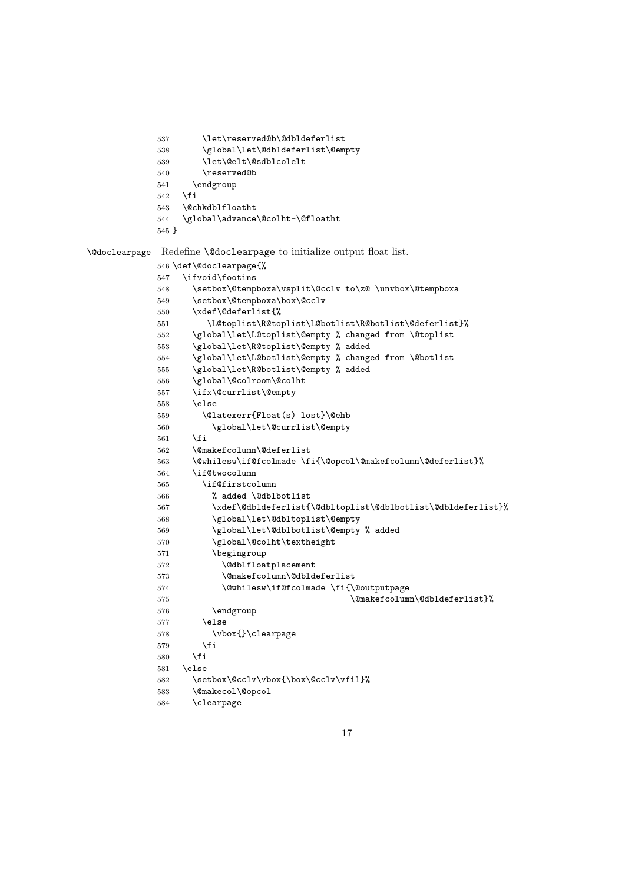```
537      \let\reserved@b\@dbldeferlist
538      \global\let\@dbldeferlist\@empty
539      \let\@elt\@sdblcolelt
540      \reserved@b
541    \endgroup
542  \fi
543  \@chkdblfloatht
544  \global\advance\@colht-\@floatht
545 }
```

`\@doclearpage` Redefine `\@doclearpage` to initialize output float list.

```
546 \def\@doclearpage{%
547   \ifvoid\footins
548     \setbox\@tempboxa\vsplit\@cclv to\z@ \unvbox\@tempboxa
549     \setbox\@tempboxa\box\@cclv
550     \xdef\@deferlist{%
551       \L@toplist\R@toplist\L@botlist\R@botlist\@deferlist}%
552     \global\let\L@toplist\@empty % changed from \@toplist
553     \global\let\R@toplist\@empty % added
554     \global\let\L@botlist\@empty % changed from \@botlist
555     \global\let\R@botlist\@empty % added
556     \global\@colroom\@colht
557     \ifx\@currlist\@empty
558     \else
559       \@latexerr{Float(s) lost}\@ehb
560         \global\let\@currlist\@empty
561     \fi
562     \@makefcolumn\@deferlist
563     \@whilesw\if@fcolmade \fi{\@opcol\@makefcolumn\@deferlist}%
564     \if@twocolumn
565       \if@firstcolumn
566         % added \@dblbotlist
567         \xdef\@dbldeferlist{\@dbltoplist\@dblbotlist\@dbldeferlist}%
568         \global\let\@dbltoplist\@empty
569         \global\let\@dblbotlist\@empty % added
570         \global\@colht\textheight
571         \begingroup
572           \@dblfloatplacement
573           \@makefcolumn\@dbldeferlist
574           \@whilesw\if@fcolmade \fi{\@outputpage
575                                  \@makefcolumn\@dbldeferlist}%
576         \endgroup
577       \else
578         \vbox{}\clearpage
579       \fi
580     \fi
581   \else
582     \setbox\@cclv\vbox{\box\@cclv\vfil}%
583     \@makecol\@opcol
584     \clearpage
```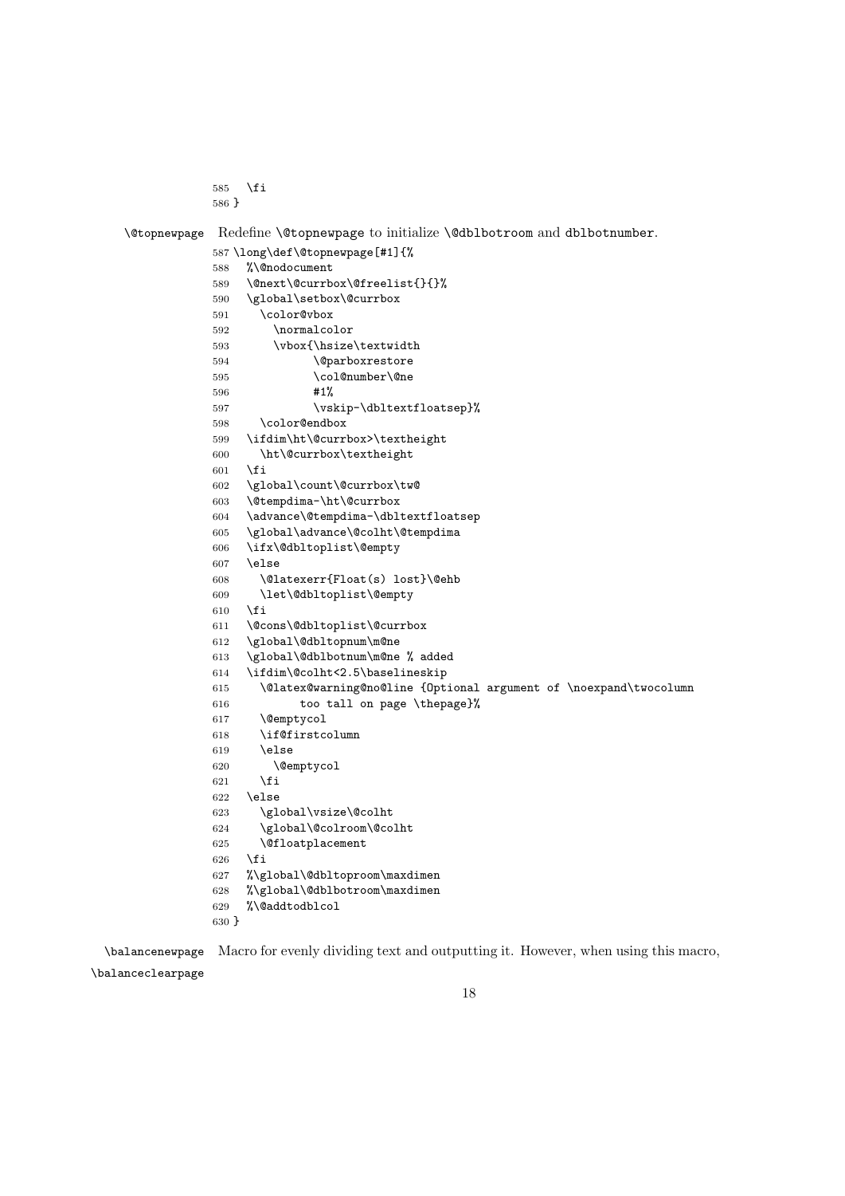```
585   \fi
586 }
```

`\@topnewpage` Redefine `\@topnewpage` to initialize `\@dblbotroom` and `dblbotnumber`.

```
587 \long\def\@topnewpage[#1]{%
588   %\@nodocument
589   \@next\@currbox\@freelist{}{}%
590   \global\setbox\@currbox
591     \color@vbox
592       \normalcolor
593       \vbox{\hsize\textwidth
594             \@parboxrestore
595             \col@number\@ne
596             #1%
597             \vskip-\dbltextfloatsep}%
598     \color@endbox
599   \ifdim\ht\@currbox>\textheight
600     \ht\@currbox\textheight
601   \fi
602   \global\count\@currbox\tw@
603   \@tempdima-\ht\@currbox
604   \advance\@tempdima-\dbltextfloatsep
605   \global\advance\@colht\@tempdima
606   \ifx\@dbltoplist\@empty
607   \else
608     \@latexerr{Float(s) lost}\@ehb
609     \let\@dbltoplist\@empty
610   \fi
611   \@cons\@dbltoplist\@currbox
612   \global\@dbltopnum\m@ne
613   \global\@dblbotnum\m@ne % added
614   \ifdim\@colht<2.5\baselineskip
615     \@latex@warning@no@line {Optional argument of \noexpand\twocolumn
616           too tall on page \thepage}%
617     \@emptycol
618     \if@firstcolumn
619     \else
620       \@emptycol
621     \fi
622   \else
623     \global\vsize\@colht
624     \global\@colroom\@colht
625     \@floatplacement
626   \fi
627   %\global\@dbltoproom\maxdimen
628   %\global\@dblbotroom\maxdimen
629   %\@addtodblcol
630 }
```

`\balancenewpage` `\balanceclearpage` Macro for evenly dividing text and outputting it. However, when using this macro,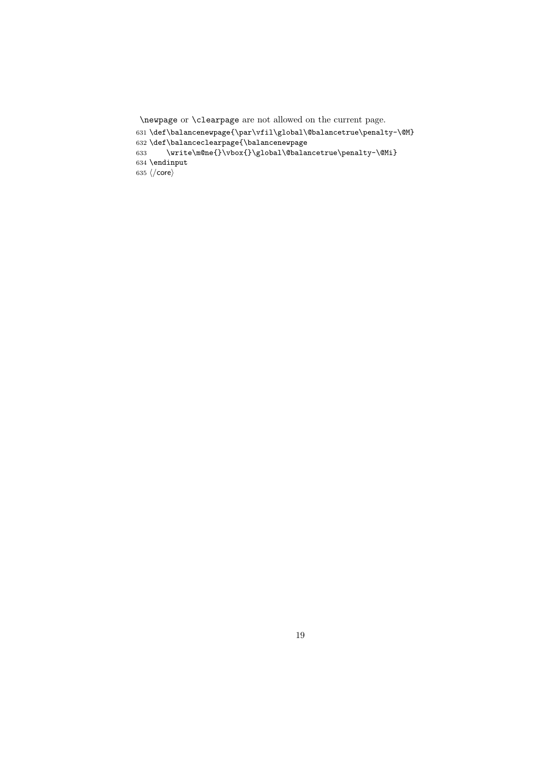\newpage or \clearpage are not allowed on the current page.

```
631 \def\balancenewpage{\par\vfil\global\@balancetrue\penalty-\@M}
632 \def\balanceclearpage{\balancenewpage
633     \write\m@ne{}\vbox{}\global\@balancetrue\penalty-\@Mi}
634 \endinput
635 ⟨/core⟩
```